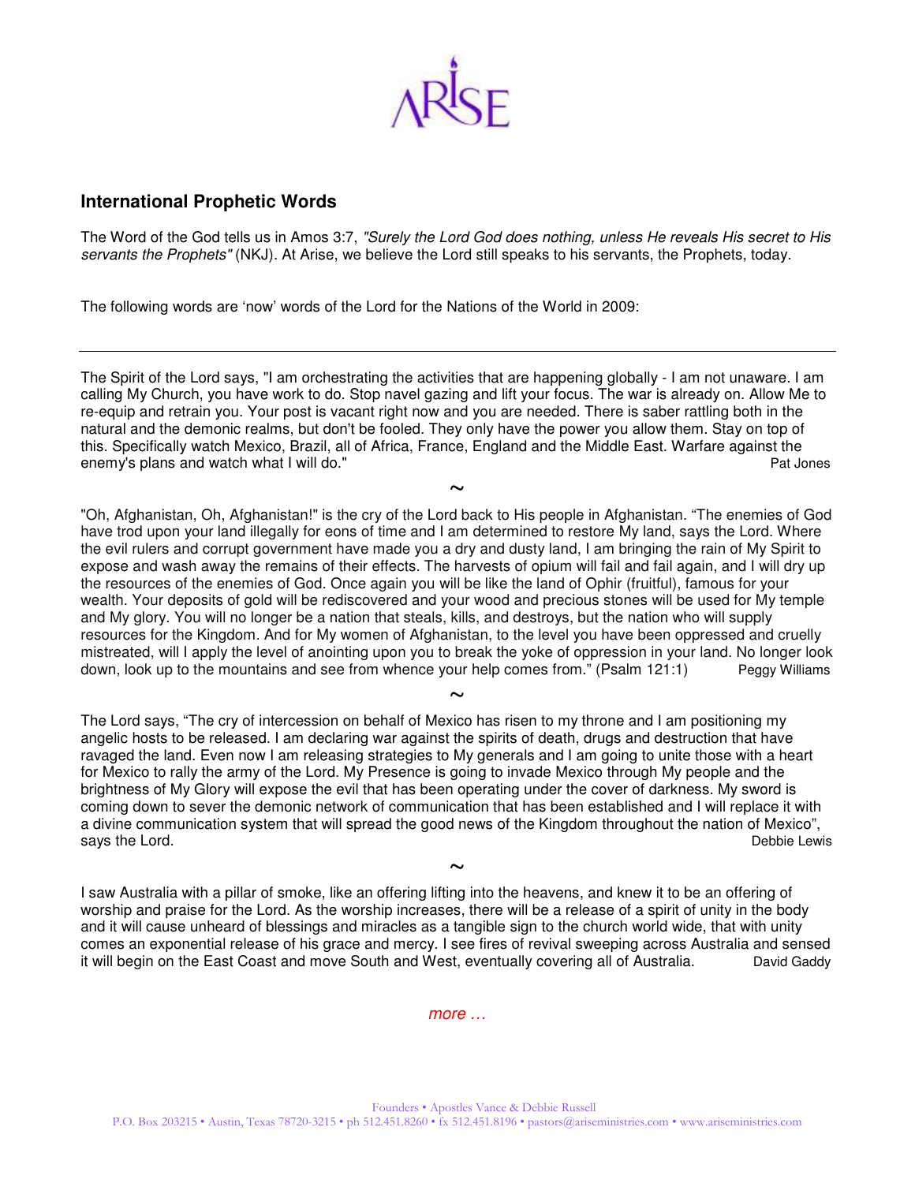ARISE

## International Prophetic Words

The Word of the God tells us in Amos 3:7, *"Surely the Lord God does nothing, unless He reveals His secret to His servants the Prophets"* (NKJ). At Arise, we believe the Lord still speaks to his servants, the Prophets, today.

The following words are 'now' words of the Lord for the Nations of the World in 2009:

---

The Spirit of the Lord says, "I am orchestrating the activities that are happening globally - I am not unaware. I am calling My Church, you have work to do. Stop navel gazing and lift your focus. The war is already on. Allow Me to re-equip and retrain you. Your post is vacant right now and you are needed. There is saber rattling both in the natural and the demonic realms, but don't be fooled. They only have the power you allow them. Stay on top of this. Specifically watch Mexico, Brazil, all of Africa, France, England and the Middle East. Warfare against the enemy's plans and watch what I will do." Pat Jones

~

"Oh, Afghanistan, Oh, Afghanistan!" is the cry of the Lord back to His people in Afghanistan. "The enemies of God have trod upon your land illegally for eons of time and I am determined to restore My land, says the Lord. Where the evil rulers and corrupt government have made you a dry and dusty land, I am bringing the rain of My Spirit to expose and wash away the remains of their effects. The harvests of opium will fail and fail again, and I will dry up the resources of the enemies of God. Once again you will be like the land of Ophir (fruitful), famous for your wealth. Your deposits of gold will be rediscovered and your wood and precious stones will be used for My temple and My glory. You will no longer be a nation that steals, kills, and destroys, but the nation who will supply resources for the Kingdom. And for My women of Afghanistan, to the level you have been oppressed and cruelly mistreated, will I apply the level of anointing upon you to break the yoke of oppression in your land. No longer look down, look up to the mountains and see from whence your help comes from." (Psalm 121:1) Peggy Williams

~

The Lord says, "The cry of intercession on behalf of Mexico has risen to my throne and I am positioning my angelic hosts to be released. I am declaring war against the spirits of death, drugs and destruction that have ravaged the land. Even now I am releasing strategies to My generals and I am going to unite those with a heart for Mexico to rally the army of the Lord. My Presence is going to invade Mexico through My people and the brightness of My Glory will expose the evil that has been operating under the cover of darkness. My sword is coming down to sever the demonic network of communication that has been established and I will replace it with a divine communication system that will spread the good news of the Kingdom throughout the nation of Mexico", says the Lord. Debbie Lewis

~

I saw Australia with a pillar of smoke, like an offering lifting into the heavens, and knew it to be an offering of worship and praise for the Lord. As the worship increases, there will be a release of a spirit of unity in the body and it will cause unheard of blessings and miracles as a tangible sign to the church world wide, that with unity comes an exponential release of his grace and mercy. I see fires of revival sweeping across Australia and sensed it will begin on the East Coast and move South and West, eventually covering all of Australia. David Gaddy

*more …*

Founders • Apostles Vance & Debbie Russell
P.O. Box 203215 • Austin, Texas 78720-3215 • ph 512.451.8260 • fx 512.451.8196 • pastors@ariseministries.com • www.ariseministries.com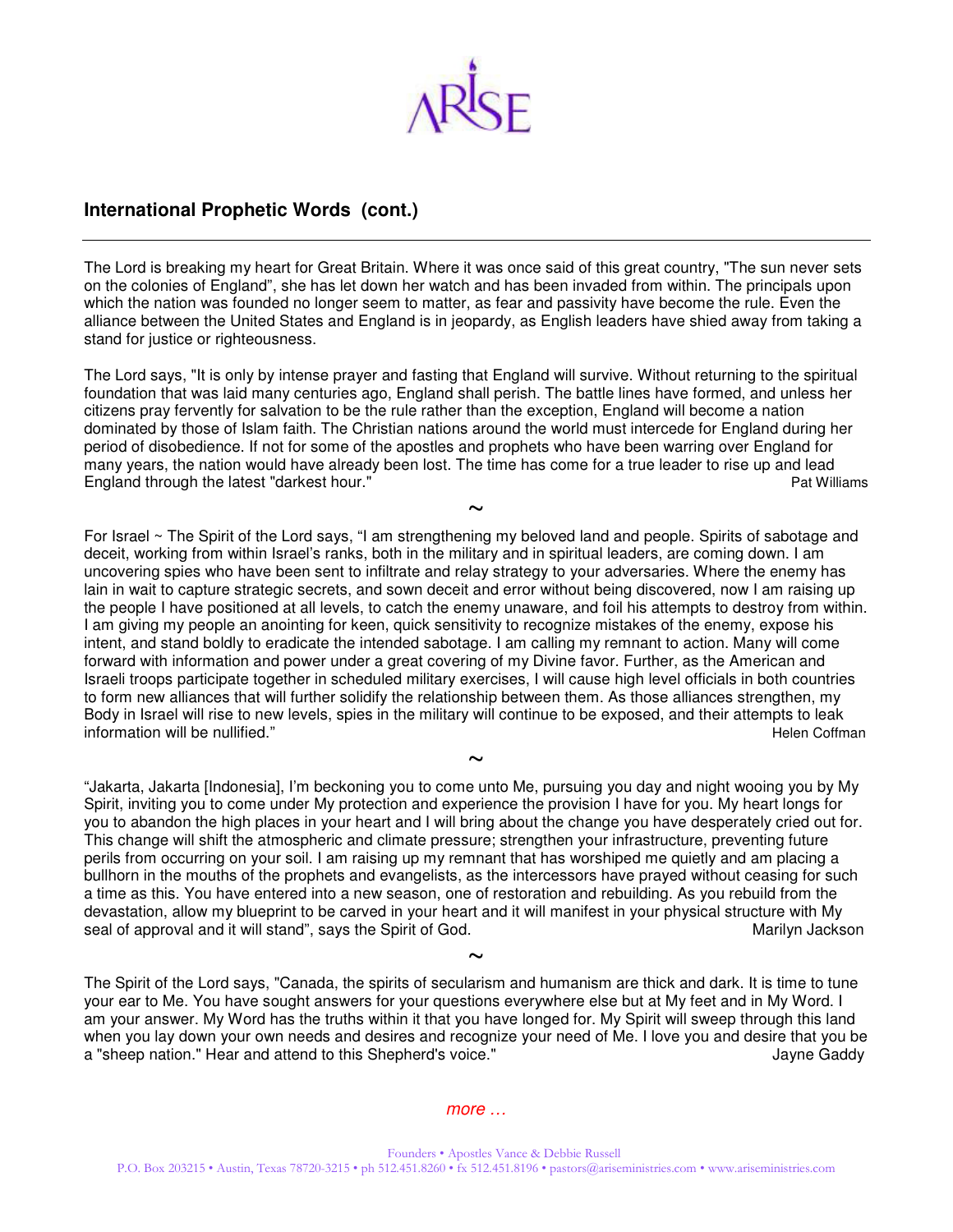## International Prophetic Words (cont.)

---

The Lord is breaking my heart for Great Britain. Where it was once said of this great country, "The sun never sets on the colonies of England", she has let down her watch and has been invaded from within. The principals upon which the nation was founded no longer seem to matter, as fear and passivity have become the rule. Even the alliance between the United States and England is in jeopardy, as English leaders have shied away from taking a stand for justice or righteousness.

The Lord says, "It is only by intense prayer and fasting that England will survive. Without returning to the spiritual foundation that was laid many centuries ago, England shall perish. The battle lines have formed, and unless her citizens pray fervently for salvation to be the rule rather than the exception, England will become a nation dominated by those of Islam faith. The Christian nations around the world must intercede for England during her period of disobedience. If not for some of the apostles and prophets who have been warring over England for many years, the nation would have already been lost. The time has come for a true leader to rise up and lead England through the latest "darkest hour."

Pat Williams

~

For Israel ~ The Spirit of the Lord says, "I am strengthening my beloved land and people. Spirits of sabotage and deceit, working from within Israel's ranks, both in the military and in spiritual leaders, are coming down. I am uncovering spies who have been sent to infiltrate and relay strategy to your adversaries. Where the enemy has lain in wait to capture strategic secrets, and sown deceit and error without being discovered, now I am raising up the people I have positioned at all levels, to catch the enemy unaware, and foil his attempts to destroy from within. I am giving my people an anointing for keen, quick sensitivity to recognize mistakes of the enemy, expose his intent, and stand boldly to eradicate the intended sabotage. I am calling my remnant to action. Many will come forward with information and power under a great covering of my Divine favor. Further, as the American and Israeli troops participate together in scheduled military exercises, I will cause high level officials in both countries to form new alliances that will further solidify the relationship between them. As those alliances strengthen, my Body in Israel will rise to new levels, spies in the military will continue to be exposed, and their attempts to leak information will be nullified."

Helen Coffman

~

"Jakarta, Jakarta [Indonesia], I'm beckoning you to come unto Me, pursuing you day and night wooing you by My Spirit, inviting you to come under My protection and experience the provision I have for you. My heart longs for you to abandon the high places in your heart and I will bring about the change you have desperately cried out for. This change will shift the atmospheric and climate pressure; strengthen your infrastructure, preventing future perils from occurring on your soil. I am raising up my remnant that has worshiped me quietly and am placing a bullhorn in the mouths of the prophets and evangelists, as the intercessors have prayed without ceasing for such a time as this. You have entered into a new season, one of restoration and rebuilding. As you rebuild from the devastation, allow my blueprint to be carved in your heart and it will manifest in your physical structure with My seal of approval and it will stand", says the Spirit of God.

Marilyn Jackson

~

The Spirit of the Lord says, "Canada, the spirits of secularism and humanism are thick and dark. It is time to tune your ear to Me. You have sought answers for your questions everywhere else but at My feet and in My Word. I am your answer. My Word has the truths within it that you have longed for. My Spirit will sweep through this land when you lay down your own needs and desires and recognize your need of Me. I love you and desire that you be a "sheep nation." Hear and attend to this Shepherd's voice."

Jayne Gaddy

*more …*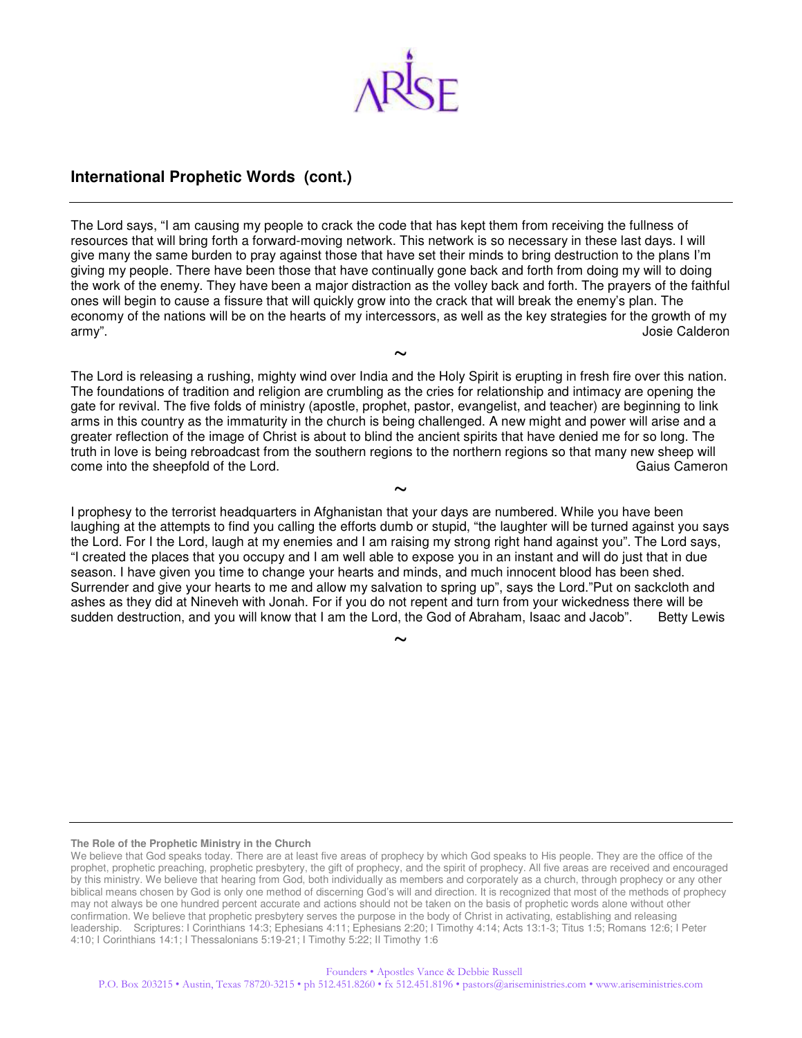## International Prophetic Words (cont.)

The Lord says, "I am causing my people to crack the code that has kept them from receiving the fullness of resources that will bring forth a forward-moving network. This network is so necessary in these last days. I will give many the same burden to pray against those that have set their minds to bring destruction to the plans I'm giving my people. There have been those that have continually gone back and forth from doing my will to doing the work of the enemy. They have been a major distraction as the volley back and forth. The prayers of the faithful ones will begin to cause a fissure that will quickly grow into the crack that will break the enemy's plan. The economy of the nations will be on the hearts of my intercessors, as well as the key strategies for the growth of my army". Josie Calderon

~

The Lord is releasing a rushing, mighty wind over India and the Holy Spirit is erupting in fresh fire over this nation. The foundations of tradition and religion are crumbling as the cries for relationship and intimacy are opening the gate for revival. The five folds of ministry (apostle, prophet, pastor, evangelist, and teacher) are beginning to link arms in this country as the immaturity in the church is being challenged. A new might and power will arise and a greater reflection of the image of Christ is about to blind the ancient spirits that have denied me for so long. The truth in love is being rebroadcast from the southern regions to the northern regions so that many new sheep will come into the sheepfold of the Lord. Gaius Cameron

~

I prophesy to the terrorist headquarters in Afghanistan that your days are numbered. While you have been laughing at the attempts to find you calling the efforts dumb or stupid, "the laughter will be turned against you says the Lord. For I the Lord, laugh at my enemies and I am raising my strong right hand against you". The Lord says, "I created the places that you occupy and I am well able to expose you in an instant and will do just that in due season. I have given you time to change your hearts and minds, and much innocent blood has been shed. Surrender and give your hearts to me and allow my salvation to spring up", says the Lord."Put on sackcloth and ashes as they did at Nineveh with Jonah. For if you do not repent and turn from your wickedness there will be sudden destruction, and you will know that I am the Lord, the God of Abraham, Isaac and Jacob". Betty Lewis

~

**The Role of the Prophetic Ministry in the Church**

We believe that God speaks today. There are at least five areas of prophecy by which God speaks to His people. They are the office of the prophet, prophetic preaching, prophetic presbytery, the gift of prophecy, and the spirit of prophecy. All five areas are received and encouraged by this ministry. We believe that hearing from God, both individually as members and corporately as a church, through prophecy or any other biblical means chosen by God is only one method of discerning God's will and direction. It is recognized that most of the methods of prophecy may not always be one hundred percent accurate and actions should not be taken on the basis of prophetic words alone without other confirmation. We believe that prophetic presbytery serves the purpose in the body of Christ in activating, establishing and releasing leadership. Scriptures: I Corinthians 14:3; Ephesians 4:11; Ephesians 2:20; I Timothy 4:14; Acts 13:1-3; Titus 1:5; Romans 12:6; I Peter 4:10; I Corinthians 14:1; I Thessalonians 5:19-21; I Timothy 5:22; II Timothy 1:6